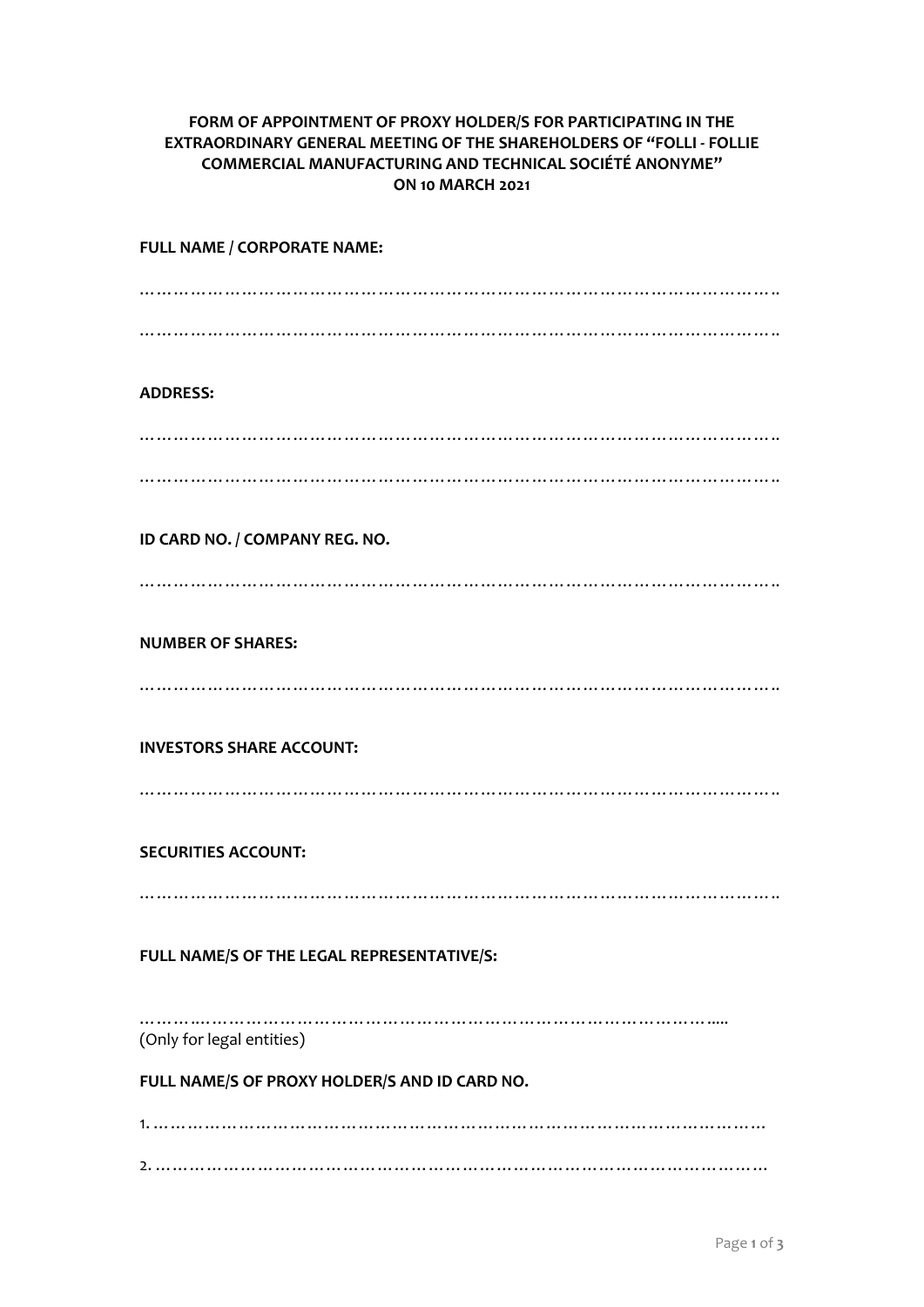**FORM OF APPOINTMENT OF PROXY HOLDER/S FOR PARTICIPATING IN THE EXTRAORDINARY GENERAL MEETING OF THE SHAREHOLDERS OF "FOLLI - FOLLIE COMMERCIAL MANUFACTURING AND TECHNICAL SOCIÉTÉ ANONYME" ON 10 MARCH 2021**

**FULL NAME / CORPORATE NAME:**

…………………………………………………………………………………………………..

…………………………………………………………………………………………………..

**ADDRESS:**

…………………………………………………………………………………………………..

…………………………………………………………………………………………………..

**ID CARD NO. / COMPANY REG. NO.**

…………………………………………………………………………………………………..

**NUMBER OF SHARES:**

…………………………………………………………………………………………………..

**INVESTORS SHARE ACCOUNT:**

…………………………………………………………………………………………………..

**SECURITIES ACCOUNT:**

…………………………………………………………………………………………………..

**FULL NAME/S OF THE LEGAL REPRESENTATIVE/S:**

……………………………………………………………………………………………....

(Only for legal entities)

**FULL NAME/S OF PROXY HOLDER/S AND ID CARD NO.**

1. ……………………………………………………………………………………………

2. ……………………………………………………………………………………………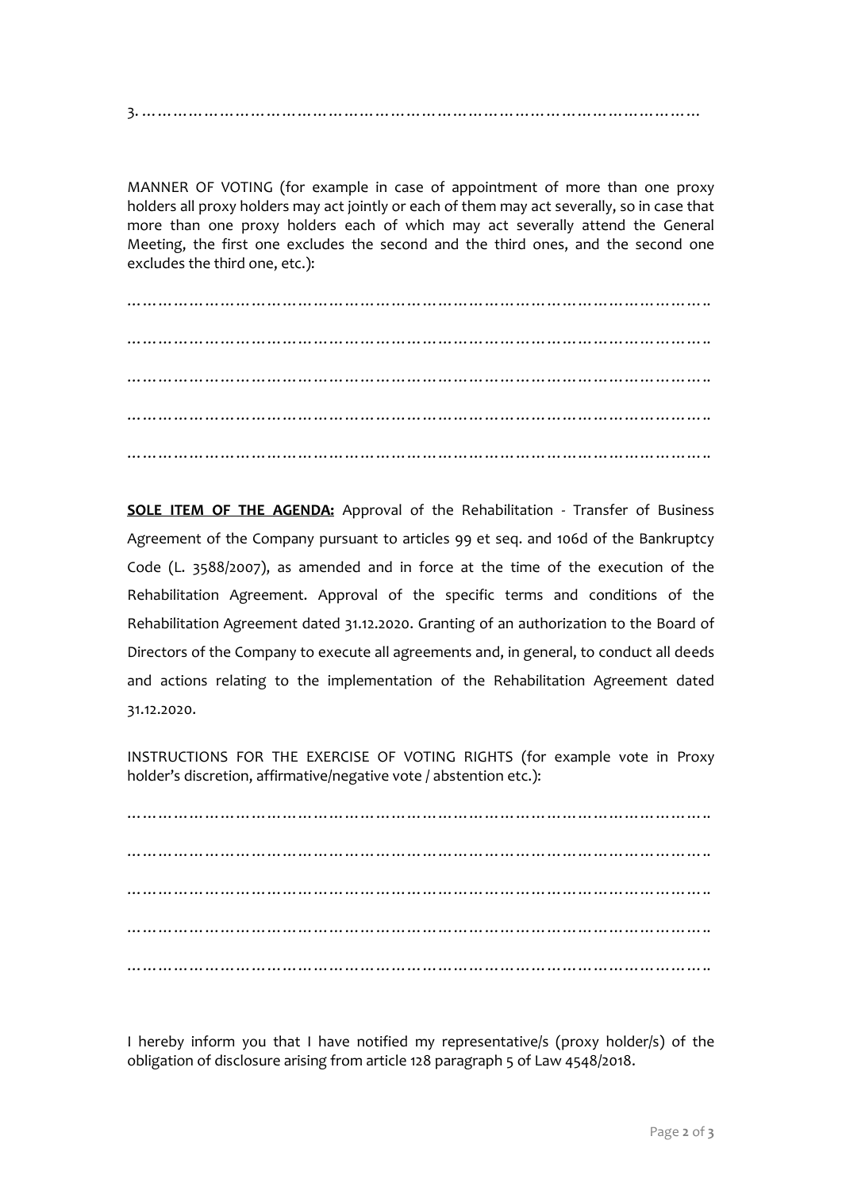3. …………………………………………………………………………………………………

MANNER OF VOTING (for example in case of appointment of more than one proxy holders all proxy holders may act jointly or each of them may act severally, so in case that more than one proxy holders each of which may act severally attend the General Meeting, the first one excludes the second and the third ones, and the second one excludes the third one, etc.):

……………………………………………………………………………………………………

……………………………………………………………………………………………………

……………………………………………………………………………………………………

……………………………………………………………………………………………………

……………………………………………………………………………………………………

**SOLE ITEM OF THE AGENDA:** Approval of the Rehabilitation - Transfer of Business Agreement of the Company pursuant to articles 99 et seq. and 106d of the Bankruptcy Code (L. 3588/2007), as amended and in force at the time of the execution of the Rehabilitation Agreement. Approval of the specific terms and conditions of the Rehabilitation Agreement dated 31.12.2020. Granting of an authorization to the Board of Directors of the Company to execute all agreements and, in general, to conduct all deeds and actions relating to the implementation of the Rehabilitation Agreement dated 31.12.2020.

INSTRUCTIONS FOR THE EXERCISE OF VOTING RIGHTS (for example vote in Proxy holder's discretion, affirmative/negative vote / abstention etc.):

……………………………………………………………………………………………………

……………………………………………………………………………………………………

……………………………………………………………………………………………………

……………………………………………………………………………………………………

……………………………………………………………………………………………………

I hereby inform you that I have notified my representative/s (proxy holder/s) of the obligation of disclosure arising from article 128 paragraph 5 of Law 4548/2018.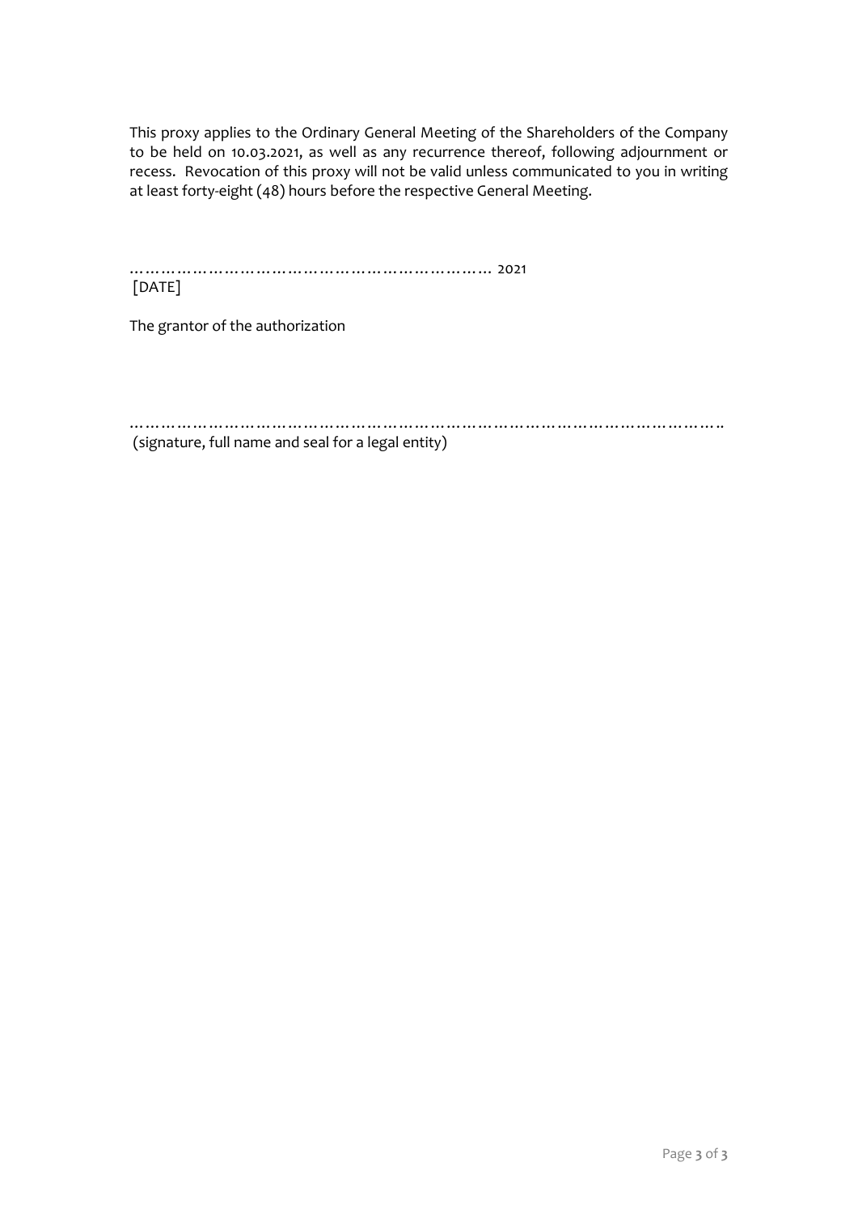This proxy applies to the Ordinary General Meeting of the Shareholders of the Company to be held on 10.03.2021, as well as any recurrence thereof, following adjournment or recess. Revocation of this proxy will not be valid unless communicated to you in writing at least forty-eight (48) hours before the respective General Meeting.

……………………………………………………………… 2021
[DATE]

The grantor of the authorization

……………………………………………………………………………………………………..
(signature, full name and seal for a legal entity)